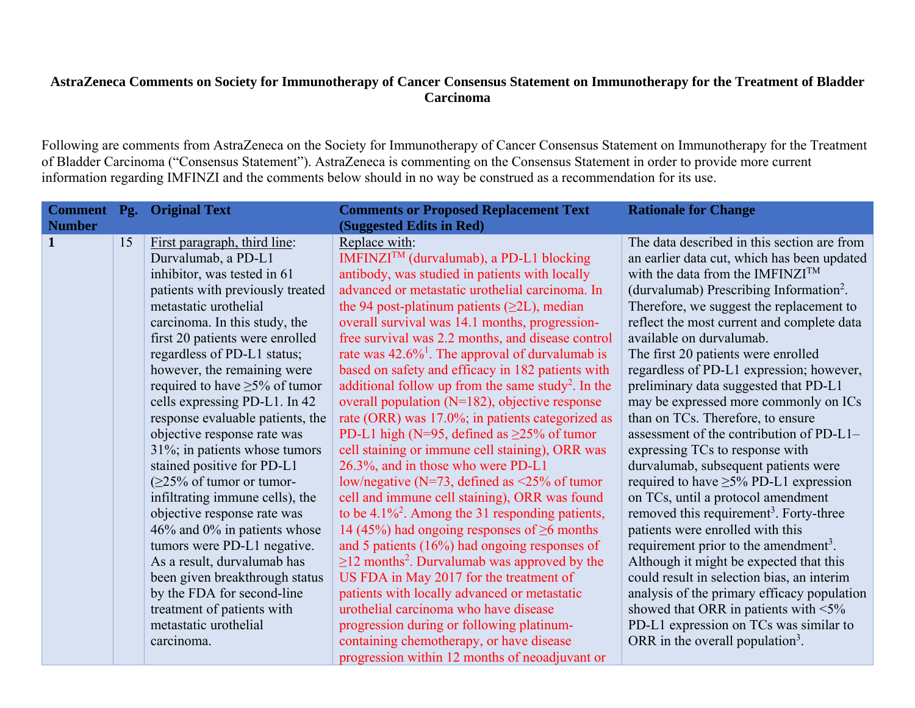**AstraZeneca Comments on Society for Immunotherapy of Cancer Consensus Statement on Immunotherapy for the Treatment of Bladder Carcinoma**

Following are comments from AstraZeneca on the Society for Immunotherapy of Cancer Consensus Statement on Immunotherapy for the Treatment of Bladder Carcinoma ("Consensus Statement"). AstraZeneca is commenting on the Consensus Statement in order to provide more current information regarding IMFINZI and the comments below should in no way be construed as a recommendation for its use.

| Comment Number | Pg. | Original Text | Comments or Proposed Replacement Text (Suggested Edits in Red) | Rationale for Change |
|---|---|---|---|---|
| **1** | 15 | First paragraph, third line: Durvalumab, a PD-L1 inhibitor, was tested in 61 patients with previously treated metastatic urothelial carcinoma. In this study, the first 20 patients were enrolled regardless of PD-L1 status; however, the remaining were required to have ≥5% of tumor cells expressing PD-L1. In 42 response evaluable patients, the objective response rate was 31%; in patients whose tumors stained positive for PD-L1 (≥25% of tumor or tumor-infiltrating immune cells), the objective response rate was 46% and 0% in patients whose tumors were PD-L1 negative. As a result, durvalumab has been given breakthrough status by the FDA for second-line treatment of patients with metastatic urothelial carcinoma. | Replace with: IMFINZI[TM] (durvalumab), a PD-L1 blocking antibody, was studied in patients with locally advanced or metastatic urothelial carcinoma. In the 94 post-platinum patients (≥2L), median overall survival was 14.1 months, progression-free survival was 2.2 months, and disease control rate was 42.6%[1]. The approval of durvalumab is based on safety and efficacy in 182 patients with additional follow up from the same study[2]. In the overall population (N=182), objective response rate (ORR) was 17.0%; in patients categorized as PD-L1 high (N=95, defined as ≥25% of tumor cell staining or immune cell staining), ORR was 26.3%, and in those who were PD-L1 low/negative (N=73, defined as <25% of tumor cell and immune cell staining), ORR was found to be 4.1%[2]. Among the 31 responding patients, 14 (45%) had ongoing responses of ≥6 months and 5 patients (16%) had ongoing responses of ≥12 months[2]. Durvalumab was approved by the US FDA in May 2017 for the treatment of patients with locally advanced or metastatic urothelial carcinoma who have disease progression during or following platinum-containing chemotherapy, or have disease progression within 12 months of neoadjuvant or | The data described in this section are from an earlier data cut, which has been updated with the data from the IMFINZI[TM] (durvalumab) Prescribing Information[2]. Therefore, we suggest the replacement to reflect the most current and complete data available on durvalumab. The first 20 patients were enrolled regardless of PD-L1 expression; however, preliminary data suggested that PD-L1 may be expressed more commonly on ICs than on TCs. Therefore, to ensure assessment of the contribution of PD-L1–expressing TCs to response with durvalumab, subsequent patients were required to have ≥5% PD-L1 expression on TCs, until a protocol amendment removed this requirement[3]. Forty-three patients were enrolled with this requirement prior to the amendment[3]. Although it might be expected that this could result in selection bias, an interim analysis of the primary efficacy population showed that ORR in patients with <5% PD-L1 expression on TCs was similar to ORR in the overall population[3]. |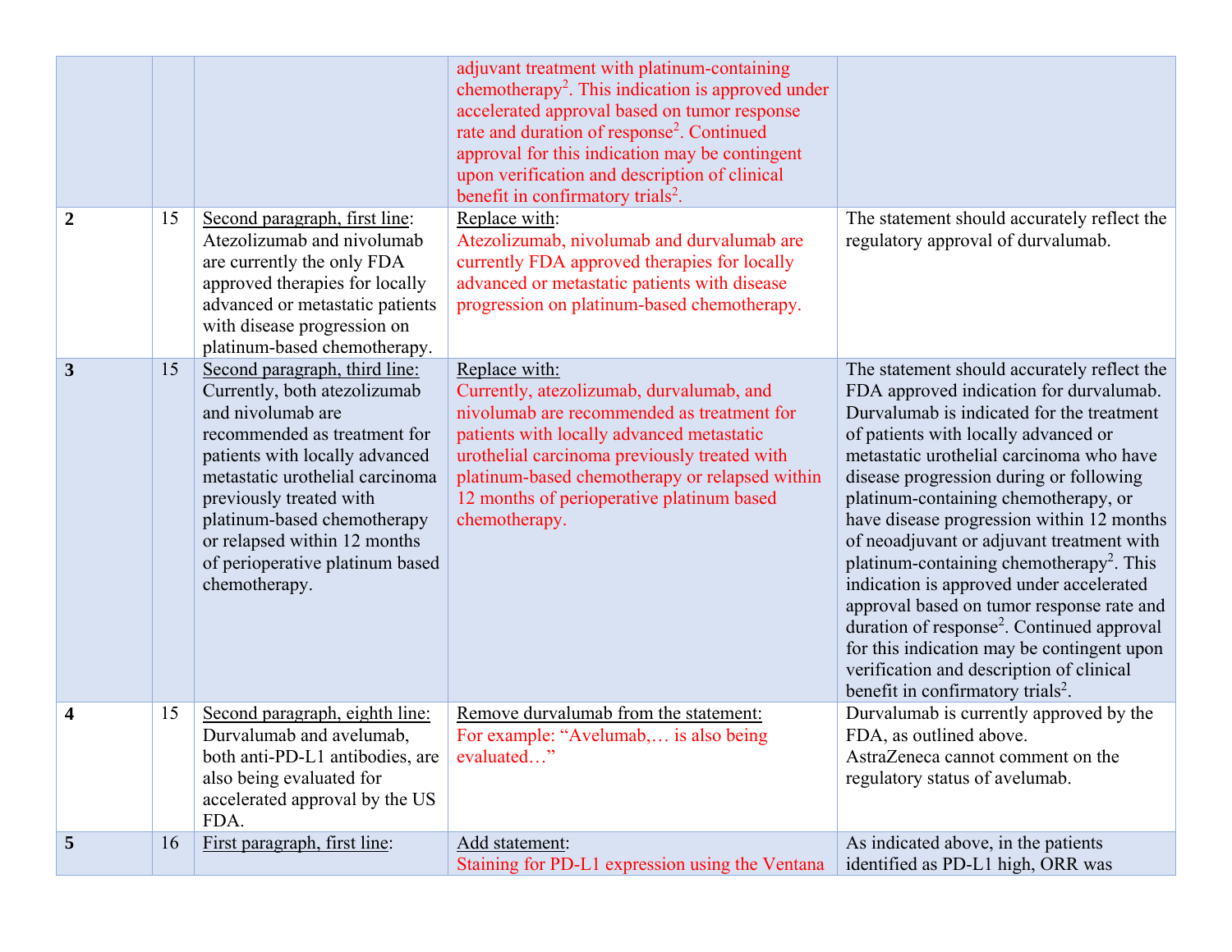| | | | | |
|---|---|---|---|---|
| | | | adjuvant treatment with platinum-containing chemotherapy[2]. This indication is approved under accelerated approval based on tumor response rate and duration of response[2]. Continued approval for this indication may be contingent upon verification and description of clinical benefit in confirmatory trials[2]. | |
| **2** | 15 | Second paragraph, first line: Atezolizumab and nivolumab are currently the only FDA approved therapies for locally advanced or metastatic patients with disease progression on platinum-based chemotherapy. | Replace with: Atezolizumab, nivolumab and durvalumab are currently FDA approved therapies for locally advanced or metastatic patients with disease progression on platinum-based chemotherapy. | The statement should accurately reflect the regulatory approval of durvalumab. |
| **3** | 15 | Second paragraph, third line: Currently, both atezolizumab and nivolumab are recommended as treatment for patients with locally advanced metastatic urothelial carcinoma previously treated with platinum-based chemotherapy or relapsed within 12 months of perioperative platinum based chemotherapy. | Replace with: Currently, atezolizumab, durvalumab, and nivolumab are recommended as treatment for patients with locally advanced metastatic urothelial carcinoma previously treated with platinum-based chemotherapy or relapsed within 12 months of perioperative platinum based chemotherapy. | The statement should accurately reflect the FDA approved indication for durvalumab. Durvalumab is indicated for the treatment of patients with locally advanced or metastatic urothelial carcinoma who have disease progression during or following platinum-containing chemotherapy, or have disease progression within 12 months of neoadjuvant or adjuvant treatment with platinum-containing chemotherapy[2]. This indication is approved under accelerated approval based on tumor response rate and duration of response[2]. Continued approval for this indication may be contingent upon verification and description of clinical benefit in confirmatory trials[2]. |
| **4** | 15 | Second paragraph, eighth line: Durvalumab and avelumab, both anti-PD-L1 antibodies, are also being evaluated for accelerated approval by the US FDA. | Remove durvalumab from the statement: For example: "Avelumab,… is also being evaluated…" | Durvalumab is currently approved by the FDA, as outlined above. AstraZeneca cannot comment on the regulatory status of avelumab. |
| **5** | 16 | First paragraph, first line: | Add statement: Staining for PD-L1 expression using the Ventana | As indicated above, in the patients identified as PD-L1 high, ORR was |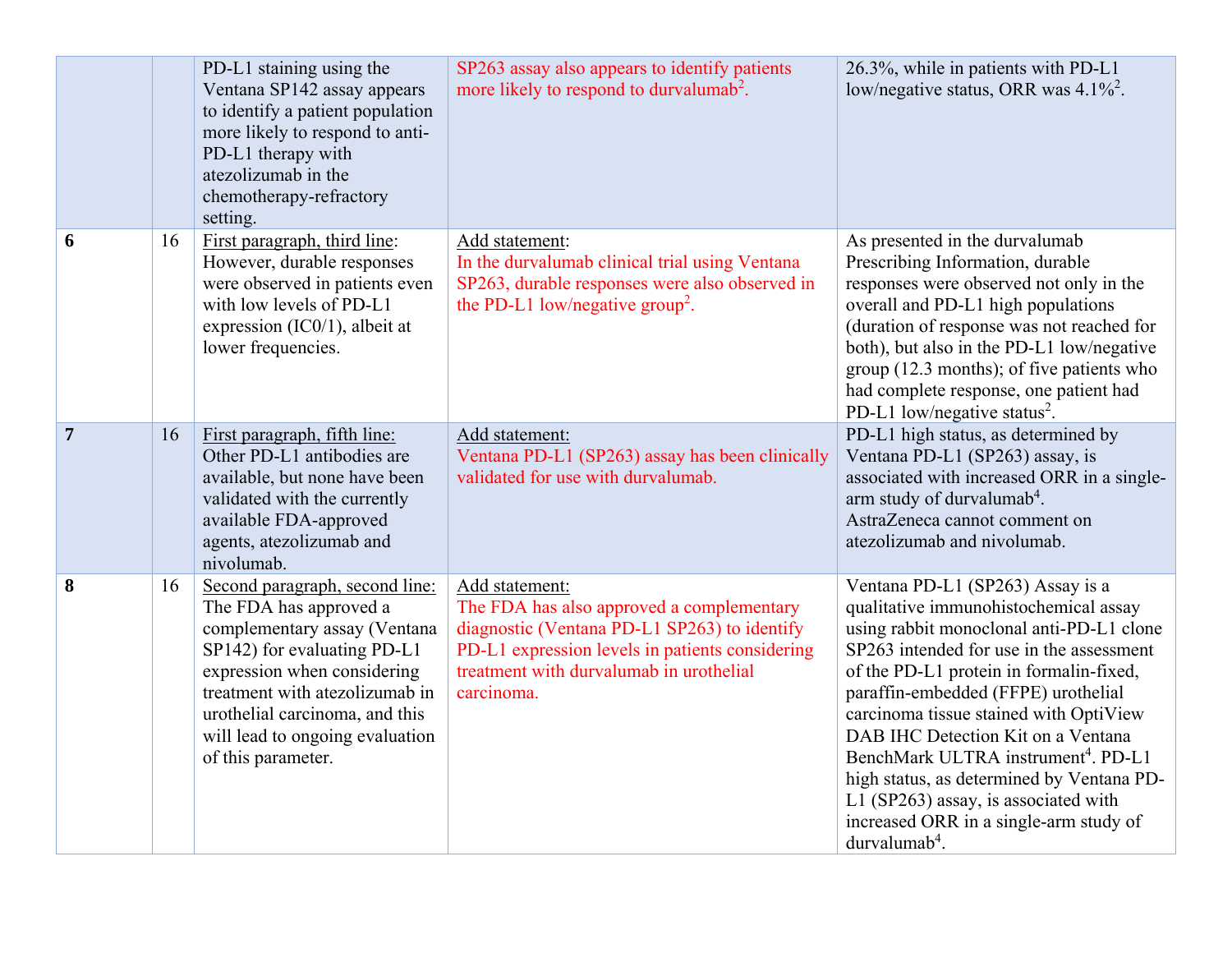| | | | | |
|---|---|---|---|---|
| | | PD-L1 staining using the Ventana SP142 assay appears to identify a patient population more likely to respond to anti-PD-L1 therapy with atezolizumab in the chemotherapy-refractory setting. | SP263 assay also appears to identify patients more likely to respond to durvalumab[2]. | 26.3%, while in patients with PD-L1 low/negative status, ORR was 4.1%[2]. |
| **6** | 16 | First paragraph, third line: However, durable responses were observed in patients even with low levels of PD-L1 expression (IC0/1), albeit at lower frequencies. | Add statement: In the durvalumab clinical trial using Ventana SP263, durable responses were also observed in the PD-L1 low/negative group[2]. | As presented in the durvalumab Prescribing Information, durable responses were observed not only in the overall and PD-L1 high populations (duration of response was not reached for both), but also in the PD-L1 low/negative group (12.3 months); of five patients who had complete response, one patient had PD-L1 low/negative status[2]. |
| **7** | 16 | First paragraph, fifth line: Other PD-L1 antibodies are available, but none have been validated with the currently available FDA-approved agents, atezolizumab and nivolumab. | Add statement: Ventana PD-L1 (SP263) assay has been clinically validated for use with durvalumab. | PD-L1 high status, as determined by Ventana PD-L1 (SP263) assay, is associated with increased ORR in a single-arm study of durvalumab[4]. AstraZeneca cannot comment on atezolizumab and nivolumab. |
| **8** | 16 | Second paragraph, second line: The FDA has approved a complementary assay (Ventana SP142) for evaluating PD-L1 expression when considering treatment with atezolizumab in urothelial carcinoma, and this will lead to ongoing evaluation of this parameter. | Add statement: The FDA has also approved a complementary diagnostic (Ventana PD-L1 SP263) to identify PD-L1 expression levels in patients considering treatment with durvalumab in urothelial carcinoma. | Ventana PD-L1 (SP263) Assay is a qualitative immunohistochemical assay using rabbit monoclonal anti-PD-L1 clone SP263 intended for use in the assessment of the PD-L1 protein in formalin-fixed, paraffin-embedded (FFPE) urothelial carcinoma tissue stained with OptiView DAB IHC Detection Kit on a Ventana BenchMark ULTRA instrument[4]. PD-L1 high status, as determined by Ventana PD-L1 (SP263) assay, is associated with increased ORR in a single-arm study of durvalumab[4]. |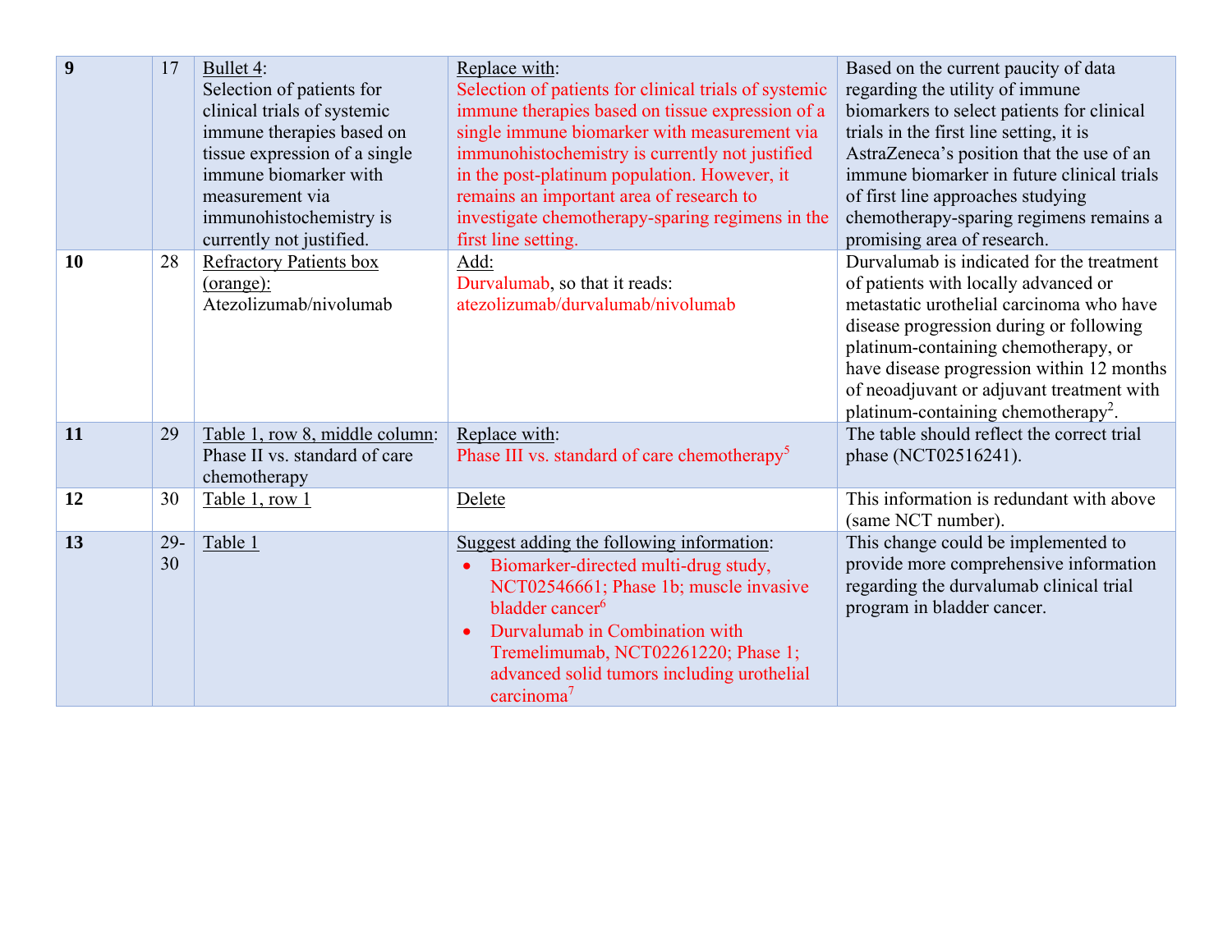| 9 | 17 | Bullet 4:<br>Selection of patients for clinical trials of systemic immune therapies based on tissue expression of a single immune biomarker with measurement via immunohistochemistry is currently not justified. | Replace with:<br>Selection of patients for clinical trials of systemic immune therapies based on tissue expression of a single immune biomarker with measurement via immunohistochemistry is currently not justified in the post-platinum population. However, it remains an important area of research to investigate chemotherapy-sparing regimens in the first line setting. | Based on the current paucity of data regarding the utility of immune biomarkers to select patients for clinical trials in the first line setting, it is AstraZeneca's position that the use of an immune biomarker in future clinical trials of first line approaches studying chemotherapy-sparing regimens remains a promising area of research. |
|---|---|---|---|---|
| **10** | 28 | Refractory Patients box (orange):<br>Atezolizumab/nivolumab | Add:<br>Durvalumab, so that it reads: atezolizumab/durvalumab/nivolumab | Durvalumab is indicated for the treatment of patients with locally advanced or metastatic urothelial carcinoma who have disease progression during or following platinum-containing chemotherapy, or have disease progression within 12 months of neoadjuvant or adjuvant treatment with platinum-containing chemotherapy[2]. |
| **11** | 29 | Table 1, row 8, middle column:<br>Phase II vs. standard of care chemotherapy | Replace with:<br>Phase III vs. standard of care chemotherapy[5] | The table should reflect the correct trial phase (NCT02516241). |
| **12** | 30 | Table 1, row 1 | Delete | This information is redundant with above (same NCT number). |
| **13** | 29-30 | Table 1 | Suggest adding the following information:<br>• Biomarker-directed multi-drug study, NCT02546661; Phase 1b; muscle invasive bladder cancer[6]<br>• Durvalumab in Combination with Tremelimumab, NCT02261220; Phase 1; advanced solid tumors including urothelial carcinoma[7] | This change could be implemented to provide more comprehensive information regarding the durvalumab clinical trial program in bladder cancer. |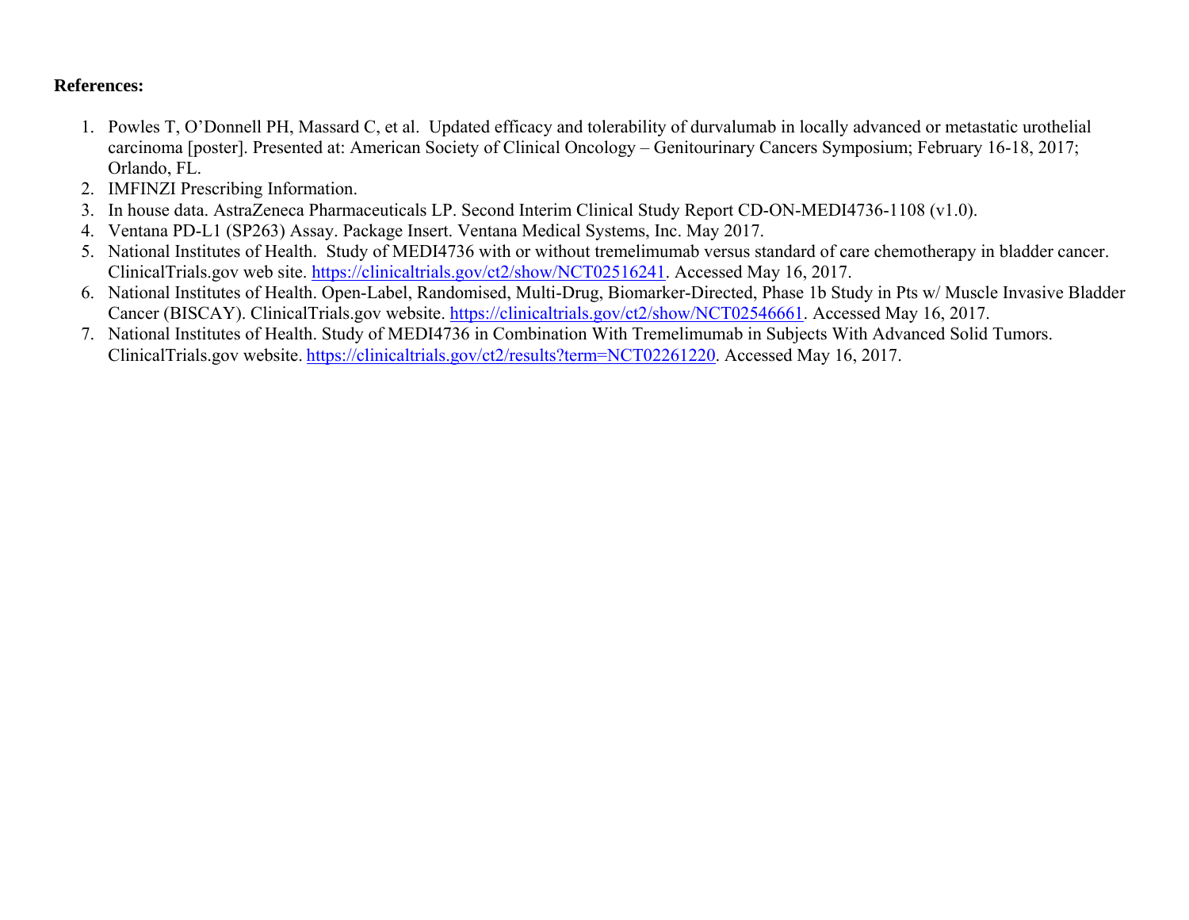**References:**

1. Powles T, O'Donnell PH, Massard C, et al. Updated efficacy and tolerability of durvalumab in locally advanced or metastatic urothelial carcinoma [poster]. Presented at: American Society of Clinical Oncology – Genitourinary Cancers Symposium; February 16-18, 2017; Orlando, FL.
2. IMFINZI Prescribing Information.
3. In house data. AstraZeneca Pharmaceuticals LP. Second Interim Clinical Study Report CD-ON-MEDI4736-1108 (v1.0).
4. Ventana PD-L1 (SP263) Assay. Package Insert. Ventana Medical Systems, Inc. May 2017.
5. National Institutes of Health. Study of MEDI4736 with or without tremelimumab versus standard of care chemotherapy in bladder cancer. ClinicalTrials.gov web site. https://clinicaltrials.gov/ct2/show/NCT02516241. Accessed May 16, 2017.
6. National Institutes of Health. Open-Label, Randomised, Multi-Drug, Biomarker-Directed, Phase 1b Study in Pts w/ Muscle Invasive Bladder Cancer (BISCAY). ClinicalTrials.gov website. https://clinicaltrials.gov/ct2/show/NCT02546661. Accessed May 16, 2017.
7. National Institutes of Health. Study of MEDI4736 in Combination With Tremelimumab in Subjects With Advanced Solid Tumors. ClinicalTrials.gov website. https://clinicaltrials.gov/ct2/results?term=NCT02261220. Accessed May 16, 2017.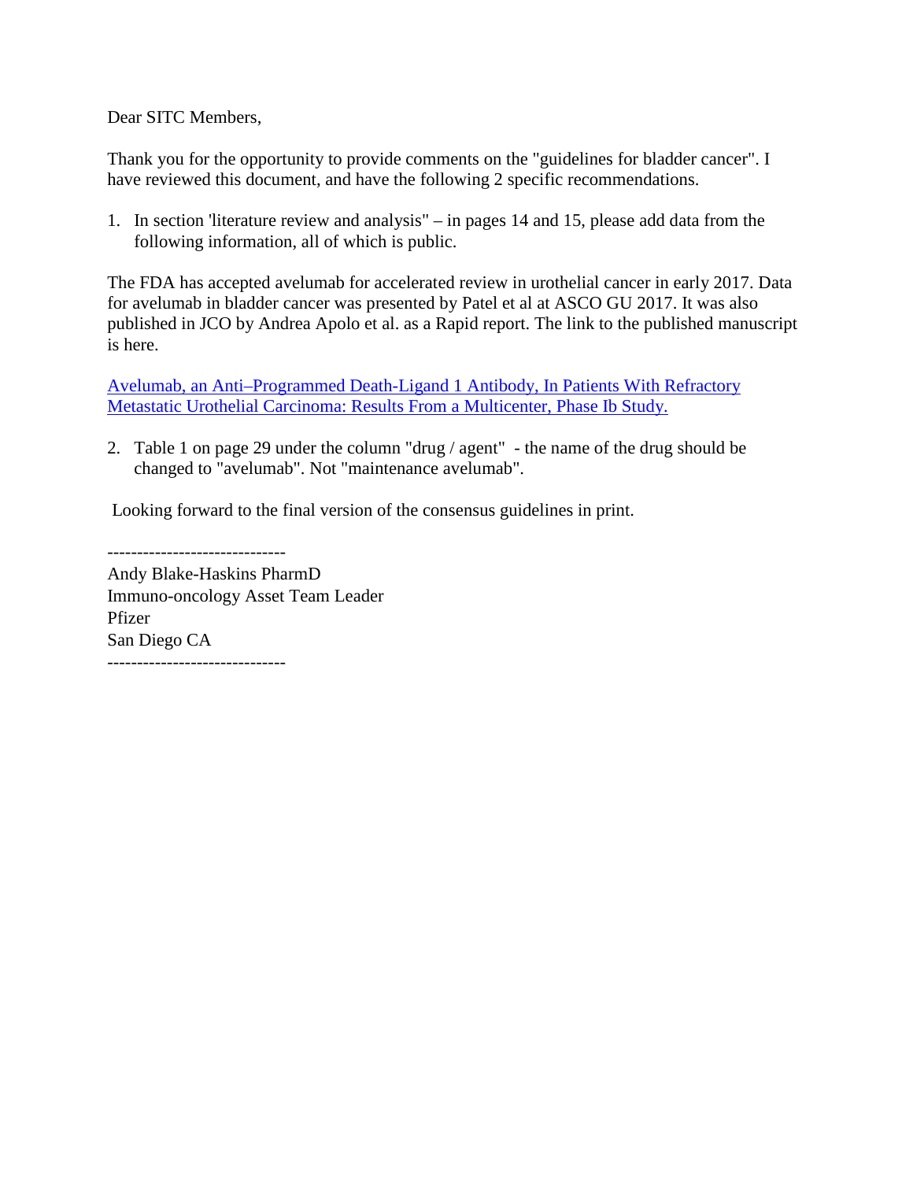Dear SITC Members,

Thank you for the opportunity to provide comments on the "guidelines for bladder cancer". I have reviewed this document, and have the following 2 specific recommendations.

1. In section 'literature review and analysis" – in pages 14 and 15, please add data from the following information, all of which is public.

The FDA has accepted avelumab for accelerated review in urothelial cancer in early 2017. Data for avelumab in bladder cancer was presented by Patel et al at ASCO GU 2017. It was also published in JCO by Andrea Apolo et al. as a Rapid report. The link to the published manuscript is here.

Avelumab, an Anti–Programmed Death-Ligand 1 Antibody, In Patients With Refractory Metastatic Urothelial Carcinoma: Results From a Multicenter, Phase Ib Study.

2. Table 1 on page 29 under the column "drug / agent" - the name of the drug should be changed to "avelumab". Not "maintenance avelumab".

Looking forward to the final version of the consensus guidelines in print.

------------------------------
Andy Blake-Haskins PharmD
Immuno-oncology Asset Team Leader
Pfizer
San Diego CA
------------------------------